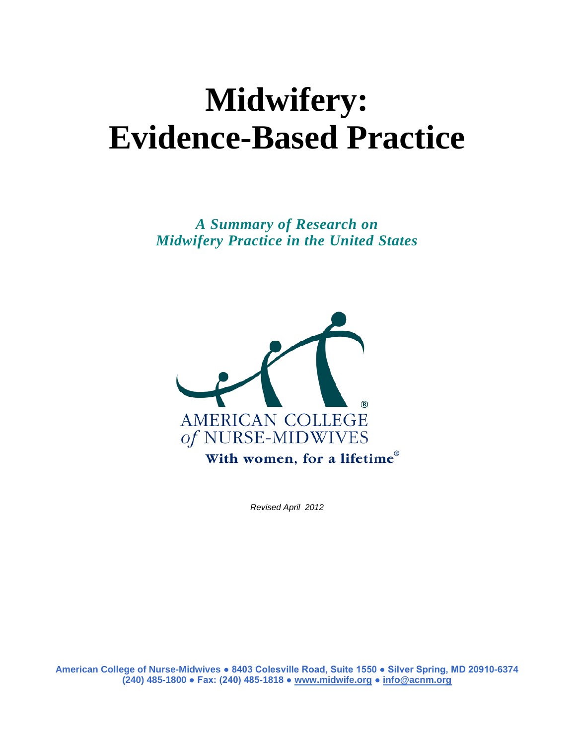# Midwifery: Evidence-Based Practice

*A Summary of Research on Midwifery Practice in the United States*

AMERICAN COLLEGE of NURSE-MIDWIVES

**With women, for a lifetime®**

*Revised April 2012*

**American College of Nurse-Midwives ● 8403 Colesville Road, Suite 1550 ● Silver Spring, MD 20910-6374 (240) 485-1800 ● Fax: (240) 485-1818 ● www.midwife.org ● info@acnm.org**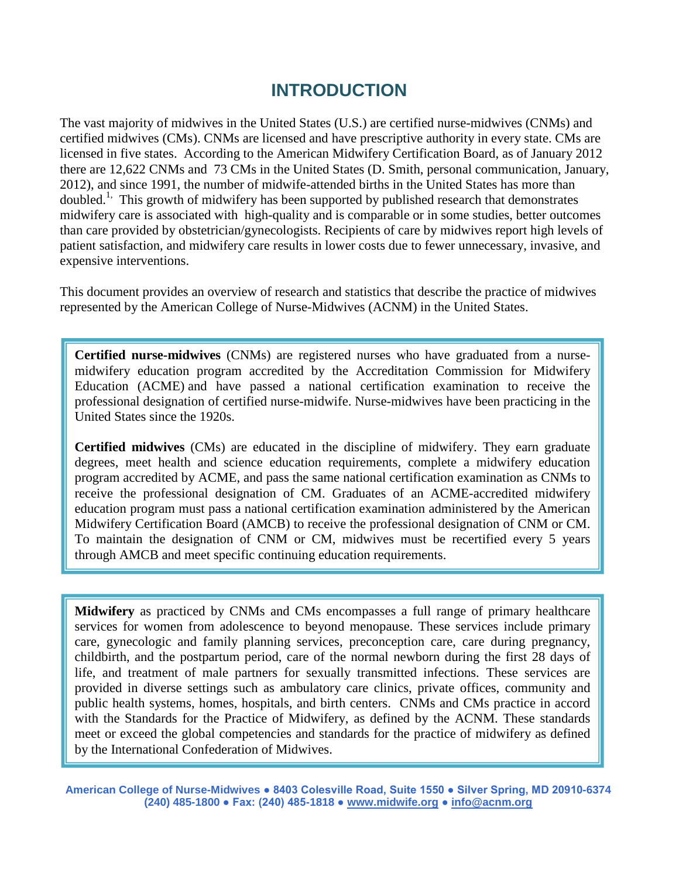# INTRODUCTION

The vast majority of midwives in the United States (U.S.) are certified nurse-midwives (CNMs) and certified midwives (CMs). CNMs are licensed and have prescriptive authority in every state. CMs are licensed in five states. According to the American Midwifery Certification Board, as of January 2012 there are 12,622 CNMs and 73 CMs in the United States (D. Smith, personal communication, January, 2012), and since 1991, the number of midwife-attended births in the United States has more than doubled.[1,] This growth of midwifery has been supported by published research that demonstrates midwifery care is associated with high-quality and is comparable or in some studies, better outcomes than care provided by obstetrician/gynecologists. Recipients of care by midwives report high levels of patient satisfaction, and midwifery care results in lower costs due to fewer unnecessary, invasive, and expensive interventions.

This document provides an overview of research and statistics that describe the practice of midwives represented by the American College of Nurse-Midwives (ACNM) in the United States.

**Certified nurse-midwives** (CNMs) are registered nurses who have graduated from a nurse-midwifery education program accredited by the Accreditation Commission for Midwifery Education (ACME) and have passed a national certification examination to receive the professional designation of certified nurse-midwife. Nurse-midwives have been practicing in the United States since the 1920s.

**Certified midwives** (CMs) are educated in the discipline of midwifery. They earn graduate degrees, meet health and science education requirements, complete a midwifery education program accredited by ACME, and pass the same national certification examination as CNMs to receive the professional designation of CM. Graduates of an ACME-accredited midwifery education program must pass a national certification examination administered by the American Midwifery Certification Board (AMCB) to receive the professional designation of CNM or CM. To maintain the designation of CNM or CM, midwives must be recertified every 5 years through AMCB and meet specific continuing education requirements.

**Midwifery** as practiced by CNMs and CMs encompasses a full range of primary healthcare services for women from adolescence to beyond menopause. These services include primary care, gynecologic and family planning services, preconception care, care during pregnancy, childbirth, and the postpartum period, care of the normal newborn during the first 28 days of life, and treatment of male partners for sexually transmitted infections. These services are provided in diverse settings such as ambulatory care clinics, private offices, community and public health systems, homes, hospitals, and birth centers. CNMs and CMs practice in accord with the Standards for the Practice of Midwifery, as defined by the ACNM. These standards meet or exceed the global competencies and standards for the practice of midwifery as defined by the International Confederation of Midwives.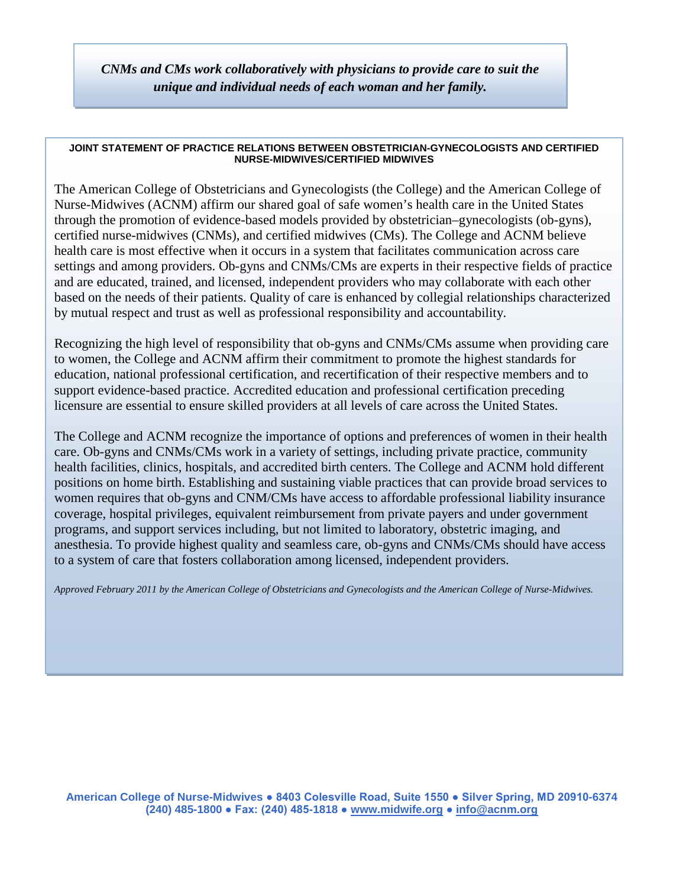***CNMs and CMs work collaboratively with physicians to provide care to suit the unique and individual needs of each woman and her family.***

**JOINT STATEMENT OF PRACTICE RELATIONS BETWEEN OBSTETRICIAN-GYNECOLOGISTS AND CERTIFIED NURSE-MIDWIVES/CERTIFIED MIDWIVES**

The American College of Obstetricians and Gynecologists (the College) and the American College of Nurse-Midwives (ACNM) affirm our shared goal of safe women's health care in the United States through the promotion of evidence-based models provided by obstetrician–gynecologists (ob-gyns), certified nurse-midwives (CNMs), and certified midwives (CMs). The College and ACNM believe health care is most effective when it occurs in a system that facilitates communication across care settings and among providers. Ob-gyns and CNMs/CMs are experts in their respective fields of practice and are educated, trained, and licensed, independent providers who may collaborate with each other based on the needs of their patients. Quality of care is enhanced by collegial relationships characterized by mutual respect and trust as well as professional responsibility and accountability.

Recognizing the high level of responsibility that ob-gyns and CNMs/CMs assume when providing care to women, the College and ACNM affirm their commitment to promote the highest standards for education, national professional certification, and recertification of their respective members and to support evidence-based practice. Accredited education and professional certification preceding licensure are essential to ensure skilled providers at all levels of care across the United States.

The College and ACNM recognize the importance of options and preferences of women in their health care. Ob-gyns and CNMs/CMs work in a variety of settings, including private practice, community health facilities, clinics, hospitals, and accredited birth centers. The College and ACNM hold different positions on home birth. Establishing and sustaining viable practices that can provide broad services to women requires that ob-gyns and CNM/CMs have access to affordable professional liability insurance coverage, hospital privileges, equivalent reimbursement from private payers and under government programs, and support services including, but not limited to, laboratory, obstetric imaging, and anesthesia. To provide highest quality and seamless care, ob-gyns and CNMs/CMs should have access to a system of care that fosters collaboration among licensed, independent providers.

*Approved February 2011 by the American College of Obstetricians and Gynecologists and the American College of Nurse-Midwives.*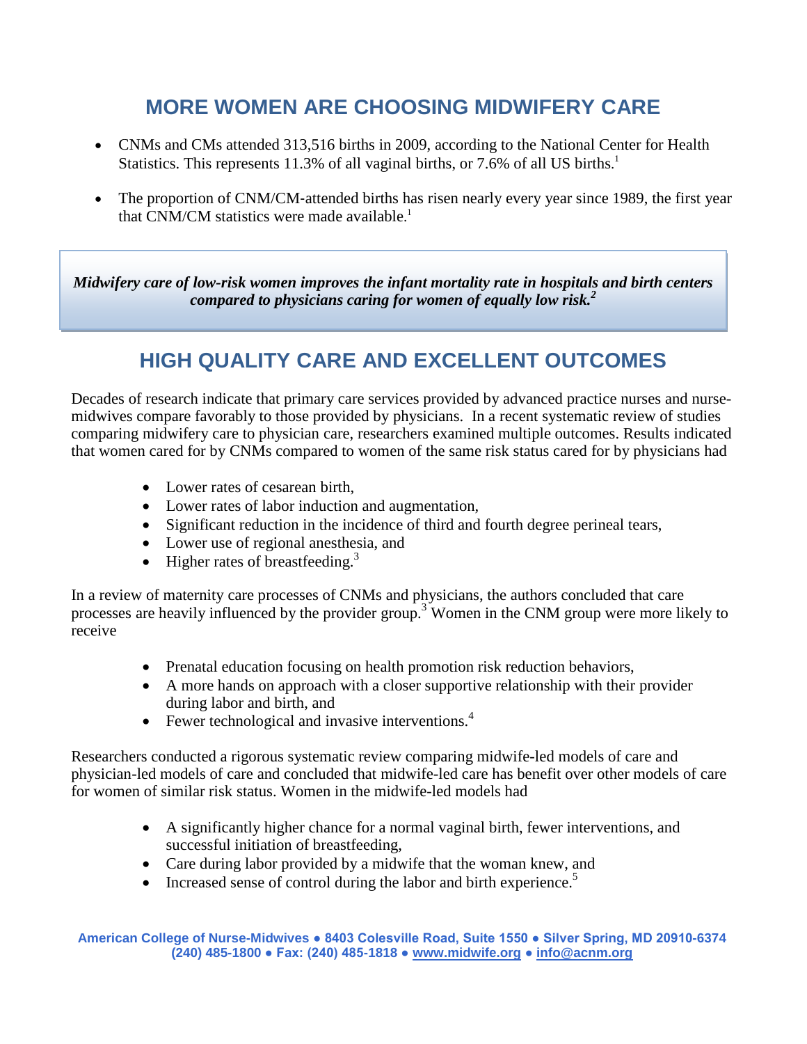## MORE WOMEN ARE CHOOSING MIDWIFERY CARE

- CNMs and CMs attended 313,516 births in 2009, according to the National Center for Health Statistics. This represents 11.3% of all vaginal births, or 7.6% of all US births.[1]
- The proportion of CNM/CM-attended births has risen nearly every year since 1989, the first year that CNM/CM statistics were made available.[1]

> ***Midwifery care of low-risk women improves the infant mortality rate in hospitals and birth centers compared to physicians caring for women of equally low risk.***[2]

## HIGH QUALITY CARE AND EXCELLENT OUTCOMES

Decades of research indicate that primary care services provided by advanced practice nurses and nurse-midwives compare favorably to those provided by physicians. In a recent systematic review of studies comparing midwifery care to physician care, researchers examined multiple outcomes. Results indicated that women cared for by CNMs compared to women of the same risk status cared for by physicians had

- Lower rates of cesarean birth,
- Lower rates of labor induction and augmentation,
- Significant reduction in the incidence of third and fourth degree perineal tears,
- Lower use of regional anesthesia, and
- Higher rates of breastfeeding.[3]

In a review of maternity care processes of CNMs and physicians, the authors concluded that care processes are heavily influenced by the provider group.[3] Women in the CNM group were more likely to receive

- Prenatal education focusing on health promotion risk reduction behaviors,
- A more hands on approach with a closer supportive relationship with their provider during labor and birth, and
- Fewer technological and invasive interventions.[4]

Researchers conducted a rigorous systematic review comparing midwife-led models of care and physician-led models of care and concluded that midwife-led care has benefit over other models of care for women of similar risk status. Women in the midwife-led models had

- A significantly higher chance for a normal vaginal birth, fewer interventions, and successful initiation of breastfeeding,
- Care during labor provided by a midwife that the woman knew, and
- Increased sense of control during the labor and birth experience.[5]

**American College of Nurse-Midwives ● 8403 Colesville Road, Suite 1550 ● Silver Spring, MD 20910-6374 (240) 485-1800 ● Fax: (240) 485-1818 ● www.midwife.org ● info@acnm.org**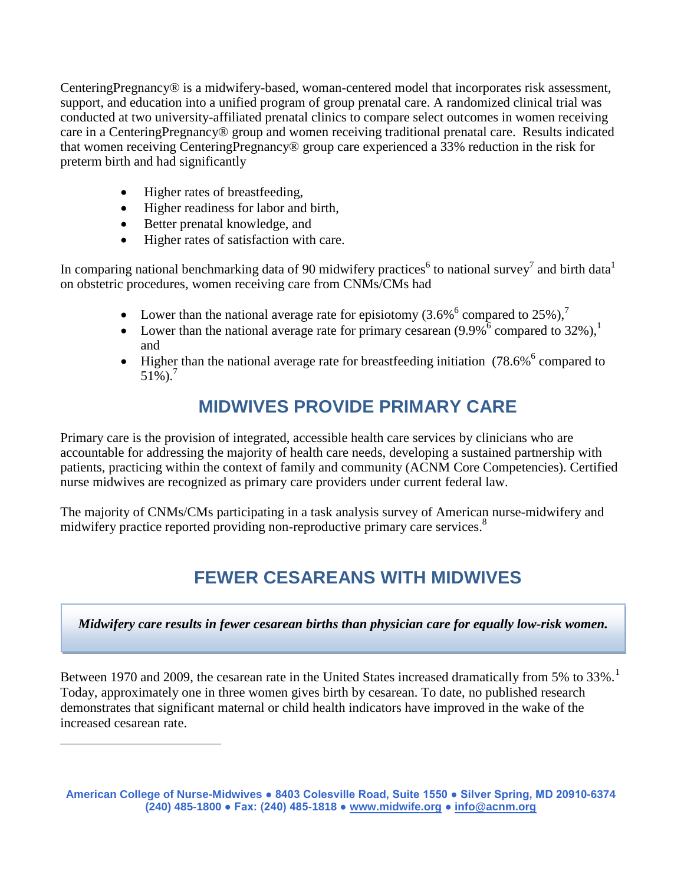CenteringPregnancy® is a midwifery-based, woman-centered model that incorporates risk assessment, support, and education into a unified program of group prenatal care. A randomized clinical trial was conducted at two university-affiliated prenatal clinics to compare select outcomes in women receiving care in a CenteringPregnancy® group and women receiving traditional prenatal care. Results indicated that women receiving CenteringPregnancy® group care experienced a 33% reduction in the risk for preterm birth and had significantly

- Higher rates of breastfeeding,
- Higher readiness for labor and birth,
- Better prenatal knowledge, and
- Higher rates of satisfaction with care.

In comparing national benchmarking data of 90 midwifery practices[6] to national survey[7] and birth data[1] on obstetric procedures, women receiving care from CNMs/CMs had

- Lower than the national average rate for episiotomy (3.6%[6] compared to 25%),[7]
- Lower than the national average rate for primary cesarean (9.9%[6] compared to 32%),[1] and
- Higher than the national average rate for breastfeeding initiation (78.6%[6] compared to 51%).[7]

## MIDWIVES PROVIDE PRIMARY CARE

Primary care is the provision of integrated, accessible health care services by clinicians who are accountable for addressing the majority of health care needs, developing a sustained partnership with patients, practicing within the context of family and community (ACNM Core Competencies). Certified nurse midwives are recognized as primary care providers under current federal law.

The majority of CNMs/CMs participating in a task analysis survey of American nurse-midwifery and midwifery practice reported providing non-reproductive primary care services.[8]

## FEWER CESAREANS WITH MIDWIVES

***Midwifery care results in fewer cesarean births than physician care for equally low-risk women.***

Between 1970 and 2009, the cesarean rate in the United States increased dramatically from 5% to 33%.[1] Today, approximately one in three women gives birth by cesarean. To date, no published research demonstrates that significant maternal or child health indicators have improved in the wake of the increased cesarean rate.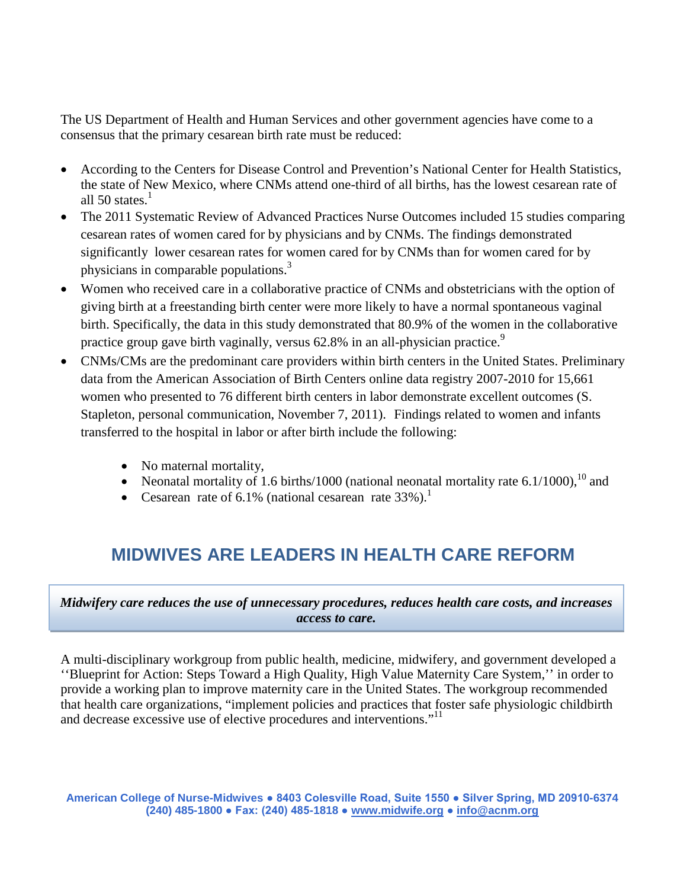The US Department of Health and Human Services and other government agencies have come to a consensus that the primary cesarean birth rate must be reduced:

- According to the Centers for Disease Control and Prevention's National Center for Health Statistics, the state of New Mexico, where CNMs attend one-third of all births, has the lowest cesarean rate of all 50 states.[1]
- The 2011 Systematic Review of Advanced Practices Nurse Outcomes included 15 studies comparing cesarean rates of women cared for by physicians and by CNMs. The findings demonstrated significantly lower cesarean rates for women cared for by CNMs than for women cared for by physicians in comparable populations.[3]
- Women who received care in a collaborative practice of CNMs and obstetricians with the option of giving birth at a freestanding birth center were more likely to have a normal spontaneous vaginal birth. Specifically, the data in this study demonstrated that 80.9% of the women in the collaborative practice group gave birth vaginally, versus 62.8% in an all-physician practice.[9]
- CNMs/CMs are the predominant care providers within birth centers in the United States. Preliminary data from the American Association of Birth Centers online data registry 2007-2010 for 15,661 women who presented to 76 different birth centers in labor demonstrate excellent outcomes (S. Stapleton, personal communication, November 7, 2011). Findings related to women and infants transferred to the hospital in labor or after birth include the following:
  - No maternal mortality,
  - Neonatal mortality of 1.6 births/1000 (national neonatal mortality rate 6.1/1000),[10] and
  - Cesarean rate of 6.1% (national cesarean rate 33%).[1]

## MIDWIVES ARE LEADERS IN HEALTH CARE REFORM

***Midwifery care reduces the use of unnecessary procedures, reduces health care costs, and increases access to care.***

A multi-disciplinary workgroup from public health, medicine, midwifery, and government developed a ''Blueprint for Action: Steps Toward a High Quality, High Value Maternity Care System,'' in order to provide a working plan to improve maternity care in the United States. The workgroup recommended that health care organizations, "implement policies and practices that foster safe physiologic childbirth and decrease excessive use of elective procedures and interventions."[11]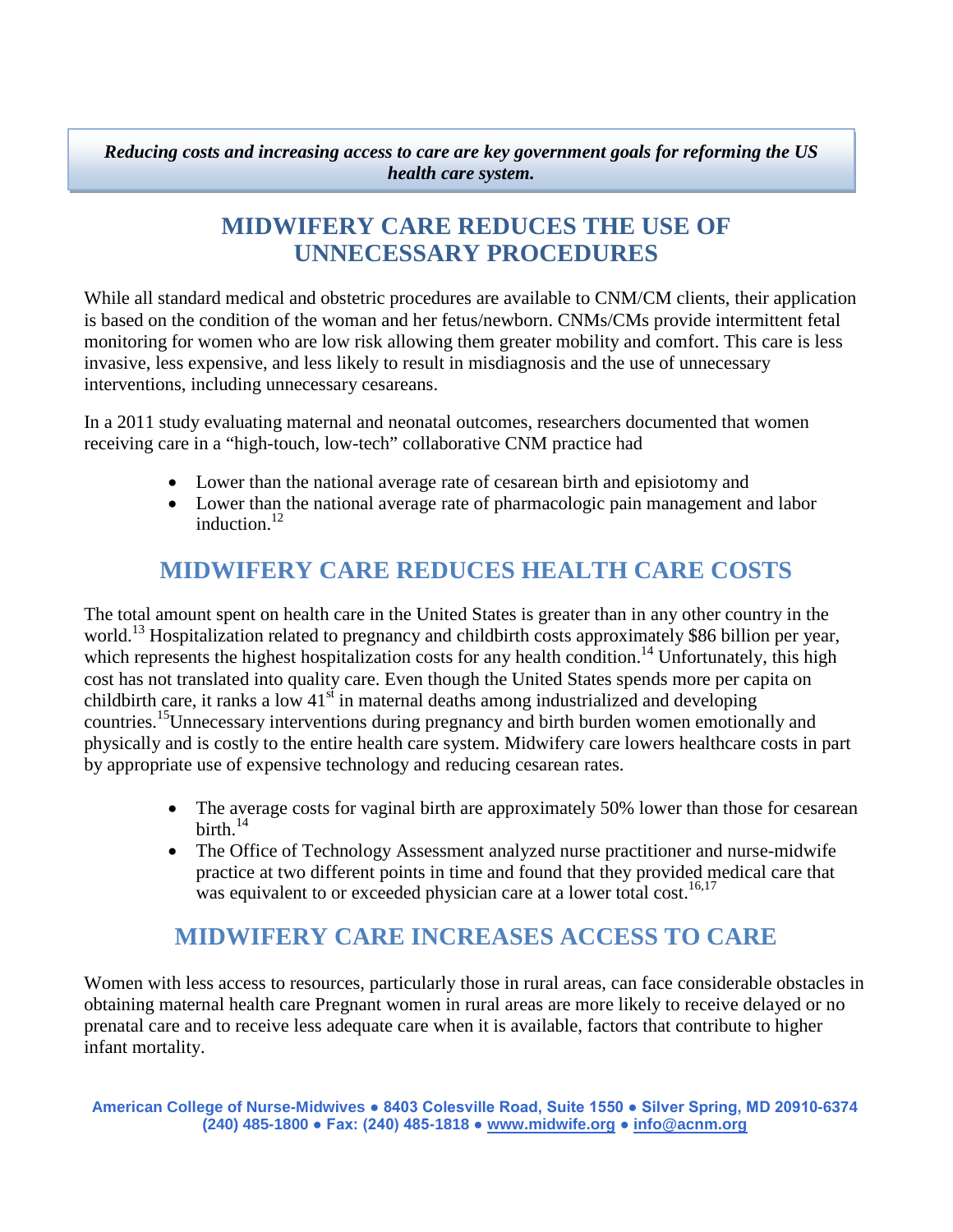***Reducing costs and increasing access to care are key government goals for reforming the US health care system.***

## MIDWIFERY CARE REDUCES THE USE OF UNNECESSARY PROCEDURES

While all standard medical and obstetric procedures are available to CNM/CM clients, their application is based on the condition of the woman and her fetus/newborn. CNMs/CMs provide intermittent fetal monitoring for women who are low risk allowing them greater mobility and comfort. This care is less invasive, less expensive, and less likely to result in misdiagnosis and the use of unnecessary interventions, including unnecessary cesareans.

In a 2011 study evaluating maternal and neonatal outcomes, researchers documented that women receiving care in a "high-touch, low-tech" collaborative CNM practice had

- Lower than the national average rate of cesarean birth and episiotomy and
- Lower than the national average rate of pharmacologic pain management and labor induction.[12]

## MIDWIFERY CARE REDUCES HEALTH CARE COSTS

The total amount spent on health care in the United States is greater than in any other country in the world.[13] Hospitalization related to pregnancy and childbirth costs approximately $86 billion per year, which represents the highest hospitalization costs for any health condition.[14] Unfortunately, this high cost has not translated into quality care. Even though the United States spends more per capita on childbirth care, it ranks a low 41st in maternal deaths among industrialized and developing countries.[15]Unnecessary interventions during pregnancy and birth burden women emotionally and physically and is costly to the entire health care system. Midwifery care lowers healthcare costs in part by appropriate use of expensive technology and reducing cesarean rates.

- The average costs for vaginal birth are approximately 50% lower than those for cesarean birth.[14]
- The Office of Technology Assessment analyzed nurse practitioner and nurse-midwife practice at two different points in time and found that they provided medical care that was equivalent to or exceeded physician care at a lower total cost.[16,17]

## MIDWIFERY CARE INCREASES ACCESS TO CARE

Women with less access to resources, particularly those in rural areas, can face considerable obstacles in obtaining maternal health care Pregnant women in rural areas are more likely to receive delayed or no prenatal care and to receive less adequate care when it is available, factors that contribute to higher infant mortality.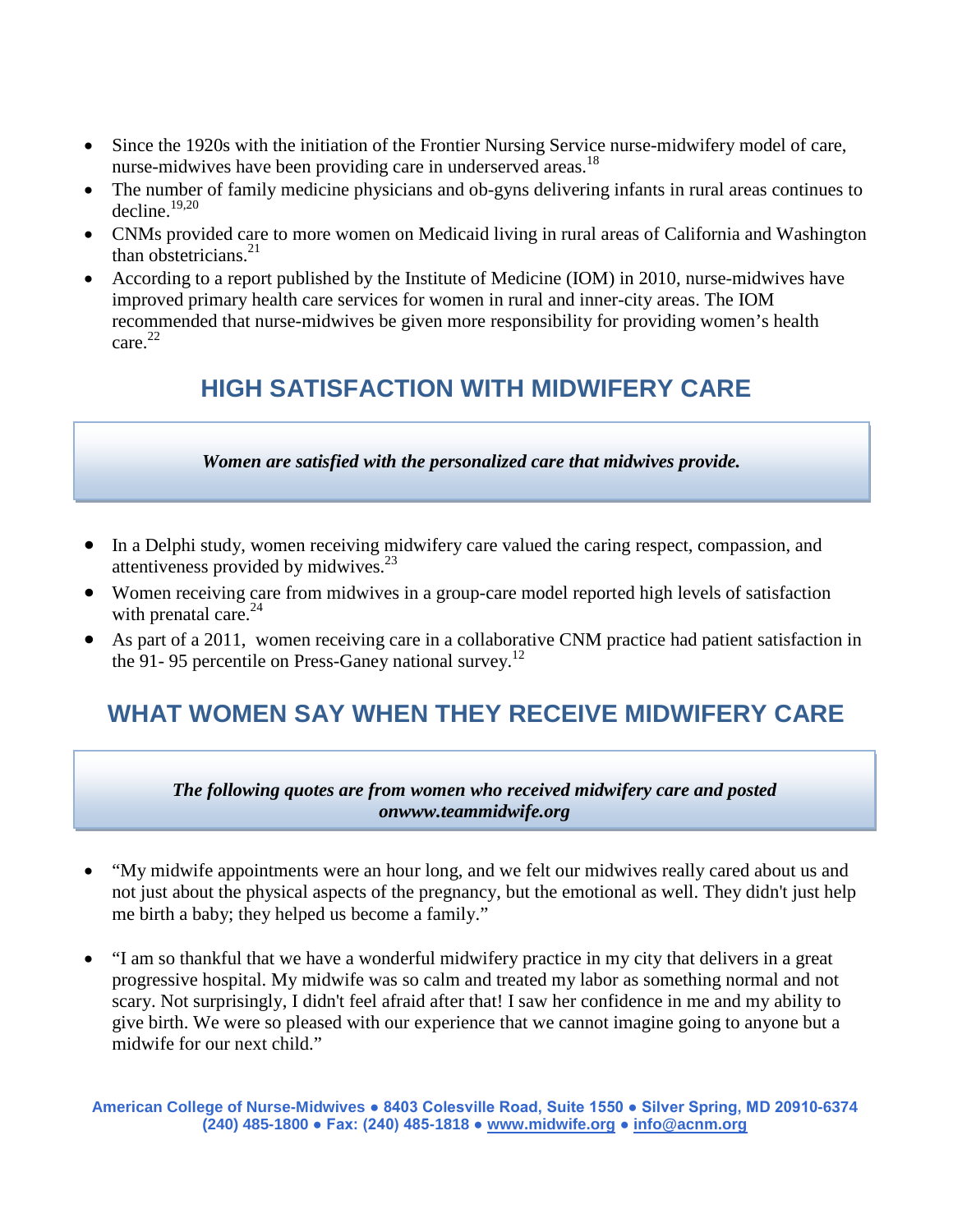- Since the 1920s with the initiation of the Frontier Nursing Service nurse-midwifery model of care, nurse-midwives have been providing care in underserved areas.[18]
- The number of family medicine physicians and ob-gyns delivering infants in rural areas continues to decline.[19,20]
- CNMs provided care to more women on Medicaid living in rural areas of California and Washington than obstetricians.[21]
- According to a report published by the Institute of Medicine (IOM) in 2010, nurse-midwives have improved primary health care services for women in rural and inner-city areas. The IOM recommended that nurse-midwives be given more responsibility for providing women's health care.[22]

## HIGH SATISFACTION WITH MIDWIFERY CARE

***Women are satisfied with the personalized care that midwives provide.***

- In a Delphi study, women receiving midwifery care valued the caring respect, compassion, and attentiveness provided by midwives.[23]
- Women receiving care from midwives in a group-care model reported high levels of satisfaction with prenatal care.[24]
- As part of a 2011, women receiving care in a collaborative CNM practice had patient satisfaction in the 91- 95 percentile on Press-Ganey national survey.[12]

## WHAT WOMEN SAY WHEN THEY RECEIVE MIDWIFERY CARE

***The following quotes are from women who received midwifery care and posted onwww.teammidwife.org***

- "My midwife appointments were an hour long, and we felt our midwives really cared about us and not just about the physical aspects of the pregnancy, but the emotional as well. They didn't just help me birth a baby; they helped us become a family."

- "I am so thankful that we have a wonderful midwifery practice in my city that delivers in a great progressive hospital. My midwife was so calm and treated my labor as something normal and not scary. Not surprisingly, I didn't feel afraid after that! I saw her confidence in me and my ability to give birth. We were so pleased with our experience that we cannot imagine going to anyone but a midwife for our next child."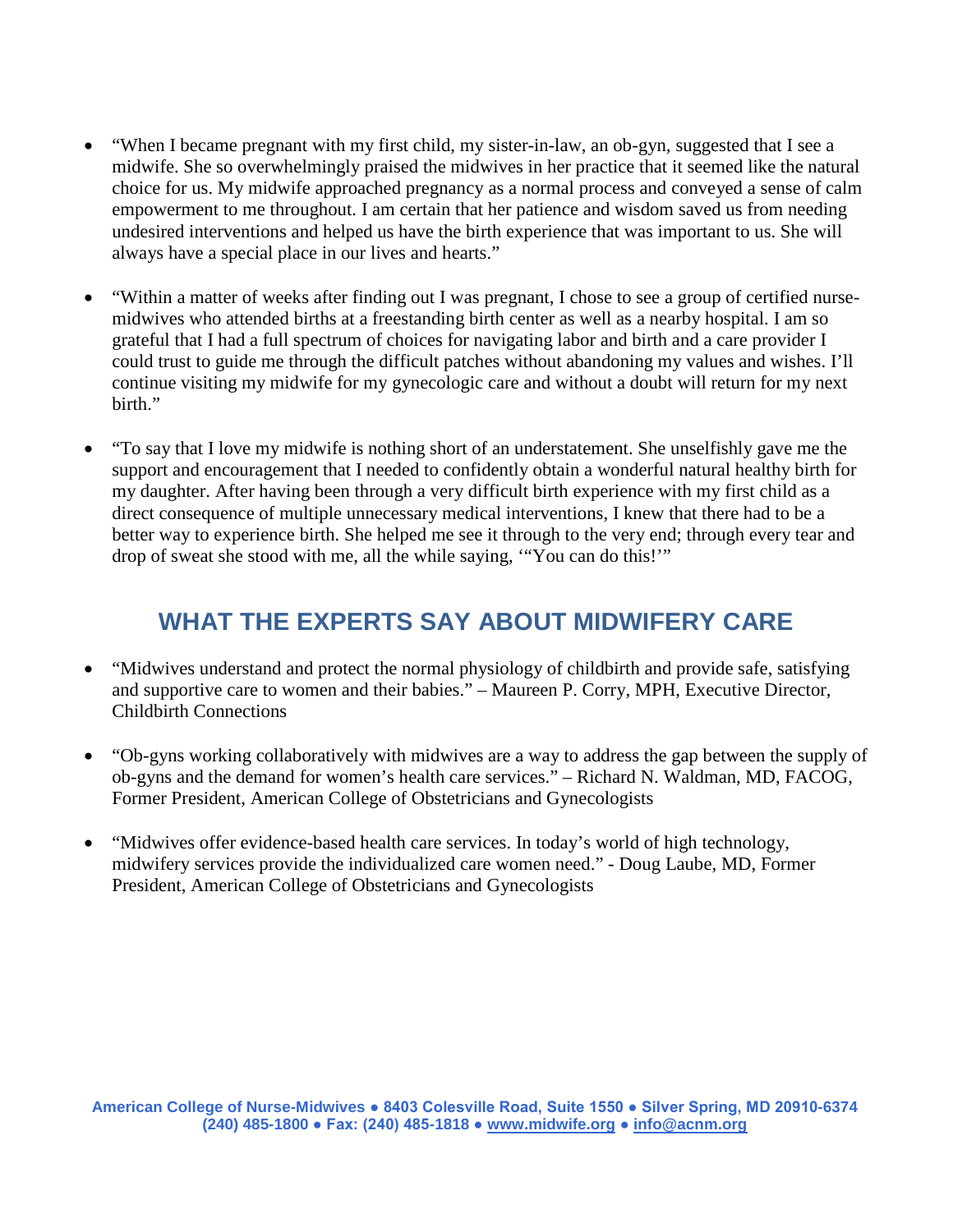- "When I became pregnant with my first child, my sister-in-law, an ob-gyn, suggested that I see a midwife. She so overwhelmingly praised the midwives in her practice that it seemed like the natural choice for us. My midwife approached pregnancy as a normal process and conveyed a sense of calm empowerment to me throughout. I am certain that her patience and wisdom saved us from needing undesired interventions and helped us have the birth experience that was important to us. She will always have a special place in our lives and hearts."

- "Within a matter of weeks after finding out I was pregnant, I chose to see a group of certified nurse-midwives who attended births at a freestanding birth center as well as a nearby hospital. I am so grateful that I had a full spectrum of choices for navigating labor and birth and a care provider I could trust to guide me through the difficult patches without abandoning my values and wishes. I'll continue visiting my midwife for my gynecologic care and without a doubt will return for my next birth."

- "To say that I love my midwife is nothing short of an understatement. She unselfishly gave me the support and encouragement that I needed to confidently obtain a wonderful natural healthy birth for my daughter. After having been through a very difficult birth experience with my first child as a direct consequence of multiple unnecessary medical interventions, I knew that there had to be a better way to experience birth. She helped me see it through to the very end; through every tear and drop of sweat she stood with me, all the while saying, '"You can do this!'"

## WHAT THE EXPERTS SAY ABOUT MIDWIFERY CARE

- "Midwives understand and protect the normal physiology of childbirth and provide safe, satisfying and supportive care to women and their babies." – Maureen P. Corry, MPH, Executive Director, Childbirth Connections

- "Ob-gyns working collaboratively with midwives are a way to address the gap between the supply of ob-gyns and the demand for women's health care services." – Richard N. Waldman, MD, FACOG, Former President, American College of Obstetricians and Gynecologists

- "Midwives offer evidence-based health care services. In today's world of high technology, midwifery services provide the individualized care women need." - Doug Laube, MD, Former President, American College of Obstetricians and Gynecologists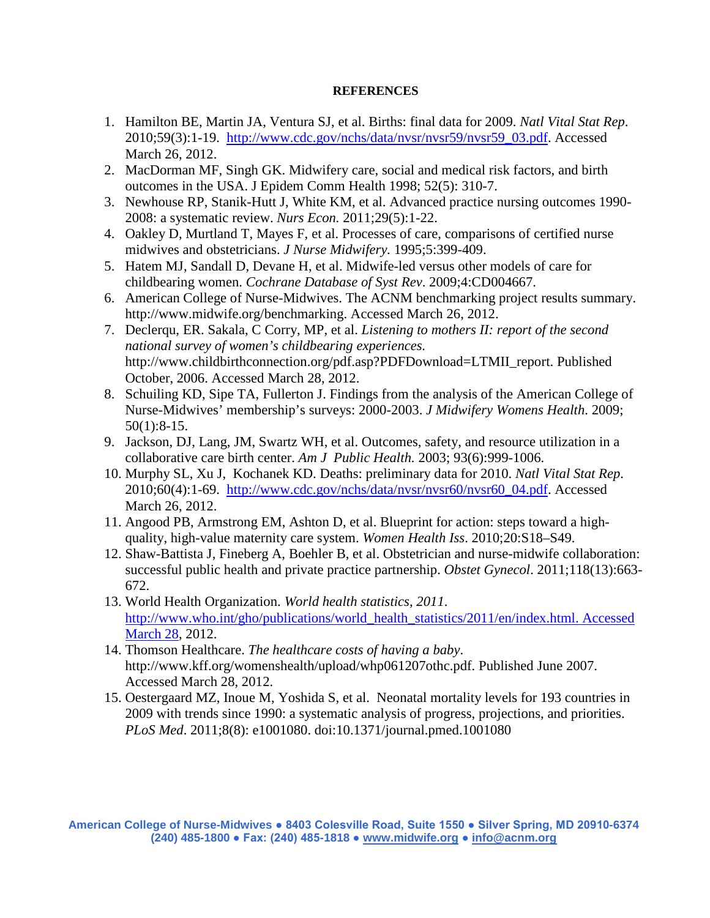**REFERENCES**

1. Hamilton BE, Martin JA, Ventura SJ, et al. Births: final data for 2009. *Natl Vital Stat Rep*. 2010;59(3):1-19. http://www.cdc.gov/nchs/data/nvsr/nvsr59/nvsr59_03.pdf. Accessed March 26, 2012.
2. MacDorman MF, Singh GK. Midwifery care, social and medical risk factors, and birth outcomes in the USA. J Epidem Comm Health 1998; 52(5): 310-7.
3. Newhouse RP, Stanik-Hutt J, White KM, et al. Advanced practice nursing outcomes 1990-2008: a systematic review. *Nurs Econ.* 2011;29(5):1-22.
4. Oakley D, Murtland T, Mayes F, et al. Processes of care, comparisons of certified nurse midwives and obstetricians. *J Nurse Midwifery.* 1995;5:399-409.
5. Hatem MJ, Sandall D, Devane H, et al. Midwife-led versus other models of care for childbearing women. *Cochrane Database of Syst Rev*. 2009;4:CD004667.
6. American College of Nurse-Midwives. The ACNM benchmarking project results summary. http://www.midwife.org/benchmarking. Accessed March 26, 2012.
7. Declerqu, ER. Sakala, C Corry, MP, et al. *Listening to mothers II: report of the second national survey of women's childbearing experiences.* http://www.childbirthconnection.org/pdf.asp?PDFDownload=LTMII_report. Published October, 2006. Accessed March 28, 2012.
8. Schuiling KD, Sipe TA, Fullerton J. Findings from the analysis of the American College of Nurse-Midwives' membership's surveys: 2000-2003. *J Midwifery Womens Health*. 2009; 50(1):8-15.
9. Jackson, DJ, Lang, JM, Swartz WH, et al. Outcomes, safety, and resource utilization in a collaborative care birth center. *Am J Public Health.* 2003; 93(6):999-1006.
10. Murphy SL, Xu J, Kochanek KD. Deaths: preliminary data for 2010. *Natl Vital Stat Rep*. 2010;60(4):1-69. http://www.cdc.gov/nchs/data/nvsr/nvsr60/nvsr60_04.pdf. Accessed March 26, 2012.
11. Angood PB, Armstrong EM, Ashton D, et al. Blueprint for action: steps toward a high-quality, high-value maternity care system. *Women Health Iss*. 2010;20:S18–S49.
12. Shaw-Battista J, Fineberg A, Boehler B, et al. Obstetrician and nurse-midwife collaboration: successful public health and private practice partnership. *Obstet Gynecol*. 2011;118(13):663-672.
13. World Health Organization. *World health statistics, 2011*. http://www.who.int/gho/publications/world_health_statistics/2011/en/index.html. Accessed March 28, 2012.
14. Thomson Healthcare. *The healthcare costs of having a baby*. http://www.kff.org/womenshealth/upload/whp061207othc.pdf. Published June 2007. Accessed March 28, 2012.
15. Oestergaard MZ, Inoue M, Yoshida S, et al. Neonatal mortality levels for 193 countries in 2009 with trends since 1990: a systematic analysis of progress, projections, and priorities. *PLoS Med*. 2011;8(8): e1001080. doi:10.1371/journal.pmed.1001080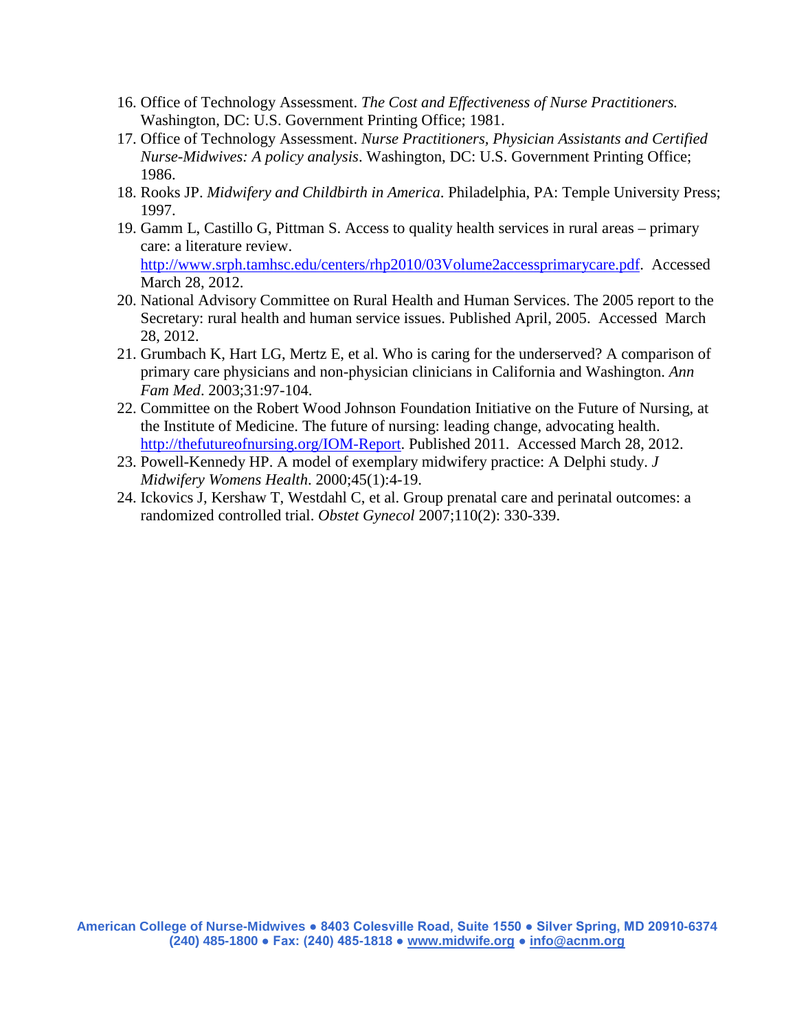16. Office of Technology Assessment. *The Cost and Effectiveness of Nurse Practitioners.* Washington, DC: U.S. Government Printing Office; 1981.
17. Office of Technology Assessment. *Nurse Practitioners, Physician Assistants and Certified Nurse-Midwives: A policy analysis*. Washington, DC: U.S. Government Printing Office; 1986.
18. Rooks JP. *Midwifery and Childbirth in America*. Philadelphia, PA: Temple University Press; 1997.
19. Gamm L, Castillo G, Pittman S. Access to quality health services in rural areas – primary care: a literature review. http://www.srph.tamhsc.edu/centers/rhp2010/03Volume2accessprimarycare.pdf. Accessed March 28, 2012.
20. National Advisory Committee on Rural Health and Human Services. The 2005 report to the Secretary: rural health and human service issues. Published April, 2005. Accessed March 28, 2012.
21. Grumbach K, Hart LG, Mertz E, et al. Who is caring for the underserved? A comparison of primary care physicians and non-physician clinicians in California and Washington. *Ann Fam Med*. 2003;31:97-104.
22. Committee on the Robert Wood Johnson Foundation Initiative on the Future of Nursing, at the Institute of Medicine. The future of nursing: leading change, advocating health. http://thefutureofnursing.org/IOM-Report. Published 2011. Accessed March 28, 2012.
23. Powell-Kennedy HP. A model of exemplary midwifery practice: A Delphi study. *J Midwifery Womens Health*. 2000;45(1):4-19.
24. Ickovics J, Kershaw T, Westdahl C, et al. Group prenatal care and perinatal outcomes: a randomized controlled trial. *Obstet Gynecol* 2007;110(2): 330-339.

**American College of Nurse-Midwives ● 8403 Colesville Road, Suite 1550 ● Silver Spring, MD 20910-6374**
**(240) 485-1800 ● Fax: (240) 485-1818 ● www.midwife.org ● info@acnm.org**